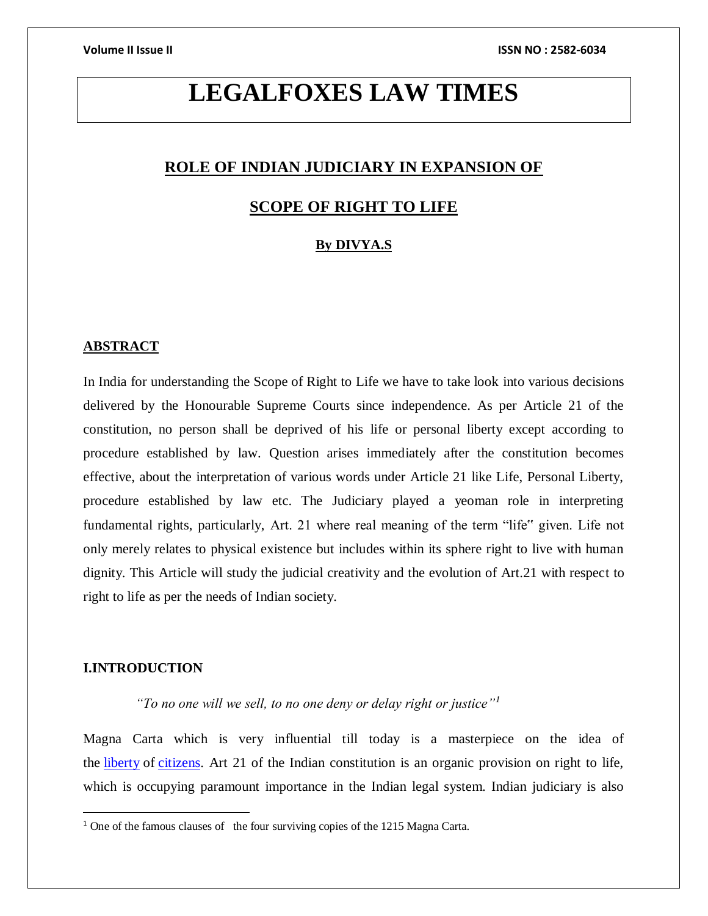# LEGALFOXES LAW TIMES

## ROLE OF INDIAN JUDICIARY IN EXPANSION OF SCOPE OF RIGHT TO LIFE

**By DIVYA.S**

### ABSTRACT

In India for understanding the Scope of Right to Life we have to take look into various decisions delivered by the Honourable Supreme Courts since independence. As per Article 21 of the constitution, no person shall be deprived of his life or personal liberty except according to procedure established by law. Question arises immediately after the constitution becomes effective, about the interpretation of various words under Article 21 like Life, Personal Liberty, procedure established by law etc. The Judiciary played a yeoman role in interpreting fundamental rights, particularly, Art. 21 where real meaning of the term "life" given. Life not only merely relates to physical existence but includes within its sphere right to live with human dignity. This Article will study the judicial creativity and the evolution of Art.21 with respect to right to life as per the needs of Indian society.

### I.INTRODUCTION

*"To no one will we sell, to no one deny or delay right or justice"*[1]

Magna Carta which is very influential till today is a masterpiece on the idea of the liberty of citizens. Art 21 of the Indian constitution is an organic provision on right to life, which is occupying paramount importance in the Indian legal system. Indian judiciary is also

[1] One of the famous clauses of the four surviving copies of the 1215 Magna Carta.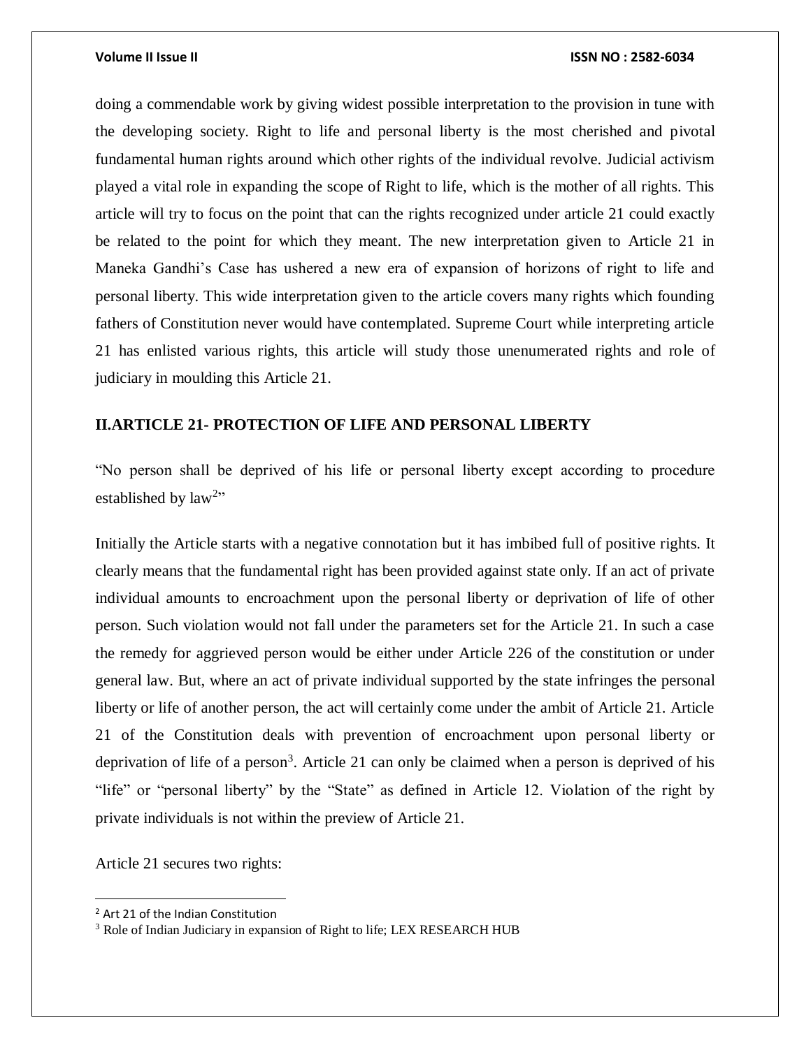doing a commendable work by giving widest possible interpretation to the provision in tune with the developing society. Right to life and personal liberty is the most cherished and pivotal fundamental human rights around which other rights of the individual revolve. Judicial activism played a vital role in expanding the scope of Right to life, which is the mother of all rights. This article will try to focus on the point that can the rights recognized under article 21 could exactly be related to the point for which they meant. The new interpretation given to Article 21 in Maneka Gandhi's Case has ushered a new era of expansion of horizons of right to life and personal liberty. This wide interpretation given to the article covers many rights which founding fathers of Constitution never would have contemplated. Supreme Court while interpreting article 21 has enlisted various rights, this article will study those unenumerated rights and role of judiciary in moulding this Article 21.

## II.ARTICLE 21- PROTECTION OF LIFE AND PERSONAL LIBERTY

"No person shall be deprived of his life or personal liberty except according to procedure established by law[2]"

Initially the Article starts with a negative connotation but it has imbibed full of positive rights. It clearly means that the fundamental right has been provided against state only. If an act of private individual amounts to encroachment upon the personal liberty or deprivation of life of other person. Such violation would not fall under the parameters set for the Article 21. In such a case the remedy for aggrieved person would be either under Article 226 of the constitution or under general law. But, where an act of private individual supported by the state infringes the personal liberty or life of another person, the act will certainly come under the ambit of Article 21. Article 21 of the Constitution deals with prevention of encroachment upon personal liberty or deprivation of life of a person[3]. Article 21 can only be claimed when a person is deprived of his "life" or "personal liberty" by the "State" as defined in Article 12. Violation of the right by private individuals is not within the preview of Article 21.

Article 21 secures two rights:

---

[2] Art 21 of the Indian Constitution

[3] Role of Indian Judiciary in expansion of Right to life; LEX RESEARCH HUB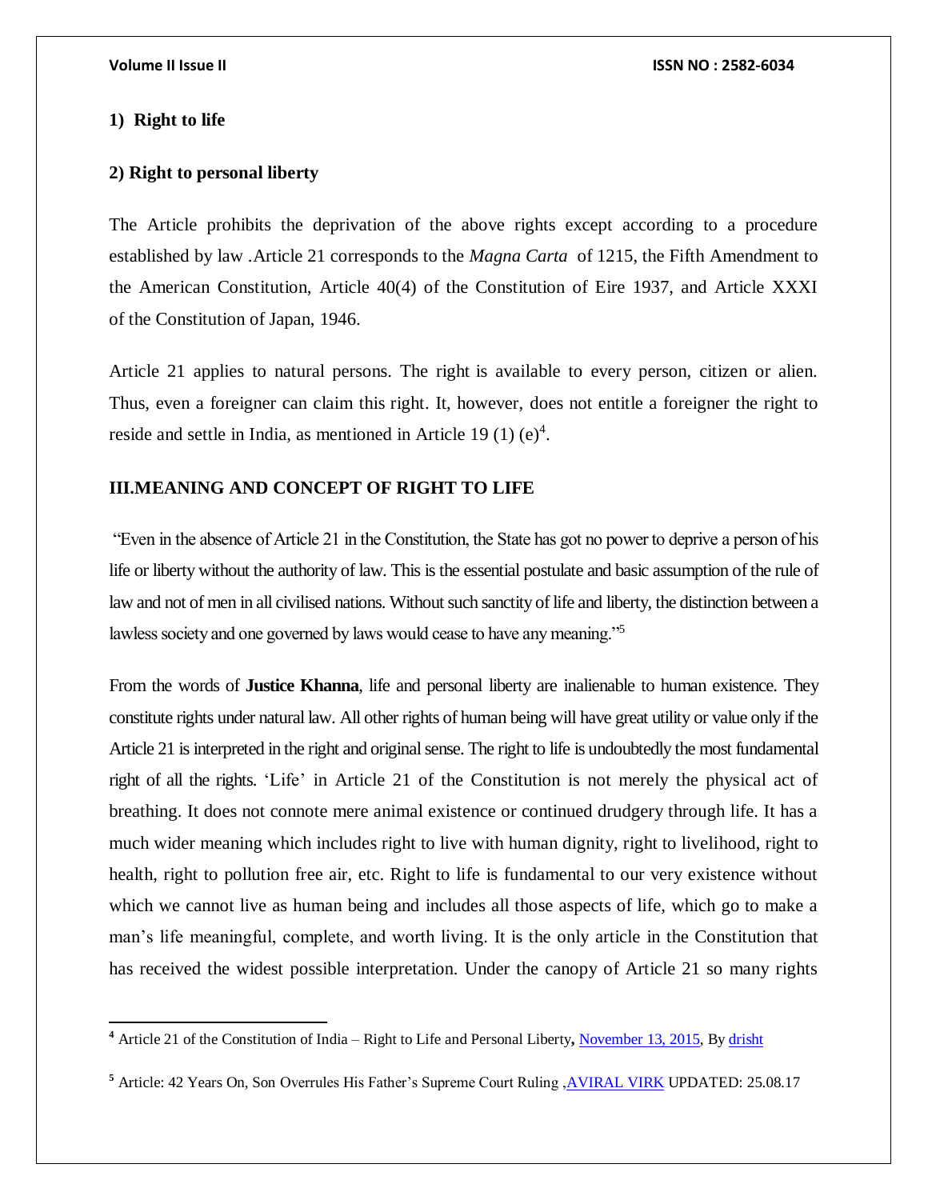**1) Right to life**

**2) Right to personal liberty**

The Article prohibits the deprivation of the above rights except according to a procedure established by law .Article 21 corresponds to the *Magna Carta* of 1215, the Fifth Amendment to the American Constitution, Article 40(4) of the Constitution of Eire 1937, and Article XXXI of the Constitution of Japan, 1946.

Article 21 applies to natural persons. The right is available to every person, citizen or alien. Thus, even a foreigner can claim this right. It, however, does not entitle a foreigner the right to reside and settle in India, as mentioned in Article 19 (1) (e)[4].

## III.MEANING AND CONCEPT OF RIGHT TO LIFE

"Even in the absence of Article 21 in the Constitution, the State has got no power to deprive a person of his life or liberty without the authority of law. This is the essential postulate and basic assumption of the rule of law and not of men in all civilised nations. Without such sanctity of life and liberty, the distinction between a lawless society and one governed by laws would cease to have any meaning."[5]

From the words of **Justice Khanna**, life and personal liberty are inalienable to human existence. They constitute rights under natural law. All other rights of human being will have great utility or value only if the Article 21 is interpreted in the right and original sense. The right to life is undoubtedly the most fundamental right of all the rights. 'Life' in Article 21 of the Constitution is not merely the physical act of breathing. It does not connote mere animal existence or continued drudgery through life. It has a much wider meaning which includes right to live with human dignity, right to livelihood, right to health, right to pollution free air, etc. Right to life is fundamental to our very existence without which we cannot live as human being and includes all those aspects of life, which go to make a man's life meaningful, complete, and worth living. It is the only article in the Constitution that has received the widest possible interpretation. Under the canopy of Article 21 so many rights

---

[4] Article 21 of the Constitution of India – Right to Life and Personal Liberty, November 13, 2015, By drisht

[5] Article: 42 Years On, Son Overrules His Father's Supreme Court Ruling ,AVIRAL VIRK UPDATED: 25.08.17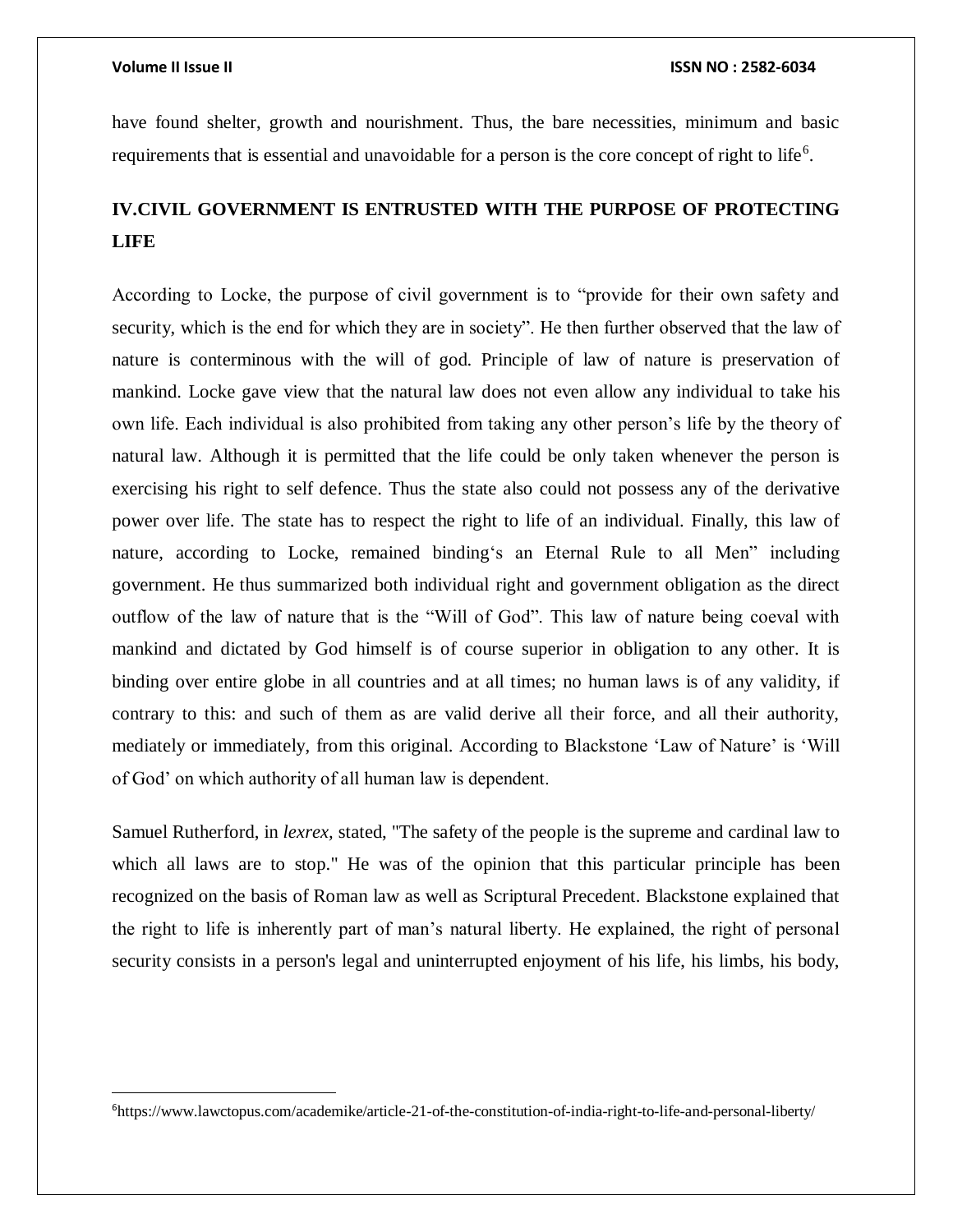have found shelter, growth and nourishment. Thus, the bare necessities, minimum and basic requirements that is essential and unavoidable for a person is the core concept of right to life[6].

## IV.CIVIL GOVERNMENT IS ENTRUSTED WITH THE PURPOSE OF PROTECTING LIFE

According to Locke, the purpose of civil government is to "provide for their own safety and security, which is the end for which they are in society". He then further observed that the law of nature is conterminous with the will of god. Principle of law of nature is preservation of mankind. Locke gave view that the natural law does not even allow any individual to take his own life. Each individual is also prohibited from taking any other person's life by the theory of natural law. Although it is permitted that the life could be only taken whenever the person is exercising his right to self defence. Thus the state also could not possess any of the derivative power over life. The state has to respect the right to life of an individual. Finally, this law of nature, according to Locke, remained binding's an Eternal Rule to all Men" including government. He thus summarized both individual right and government obligation as the direct outflow of the law of nature that is the "Will of God". This law of nature being coeval with mankind and dictated by God himself is of course superior in obligation to any other. It is binding over entire globe in all countries and at all times; no human laws is of any validity, if contrary to this: and such of them as are valid derive all their force, and all their authority, mediately or immediately, from this original. According to Blackstone 'Law of Nature' is 'Will of God' on which authority of all human law is dependent.

Samuel Rutherford, in *lexrex*, stated, "The safety of the people is the supreme and cardinal law to which all laws are to stop." He was of the opinion that this particular principle has been recognized on the basis of Roman law as well as Scriptural Precedent. Blackstone explained that the right to life is inherently part of man's natural liberty. He explained, the right of personal security consists in a person's legal and uninterrupted enjoyment of his life, his limbs, his body,

---

[6] https://www.lawctopus.com/academike/article-21-of-the-constitution-of-india-right-to-life-and-personal-liberty/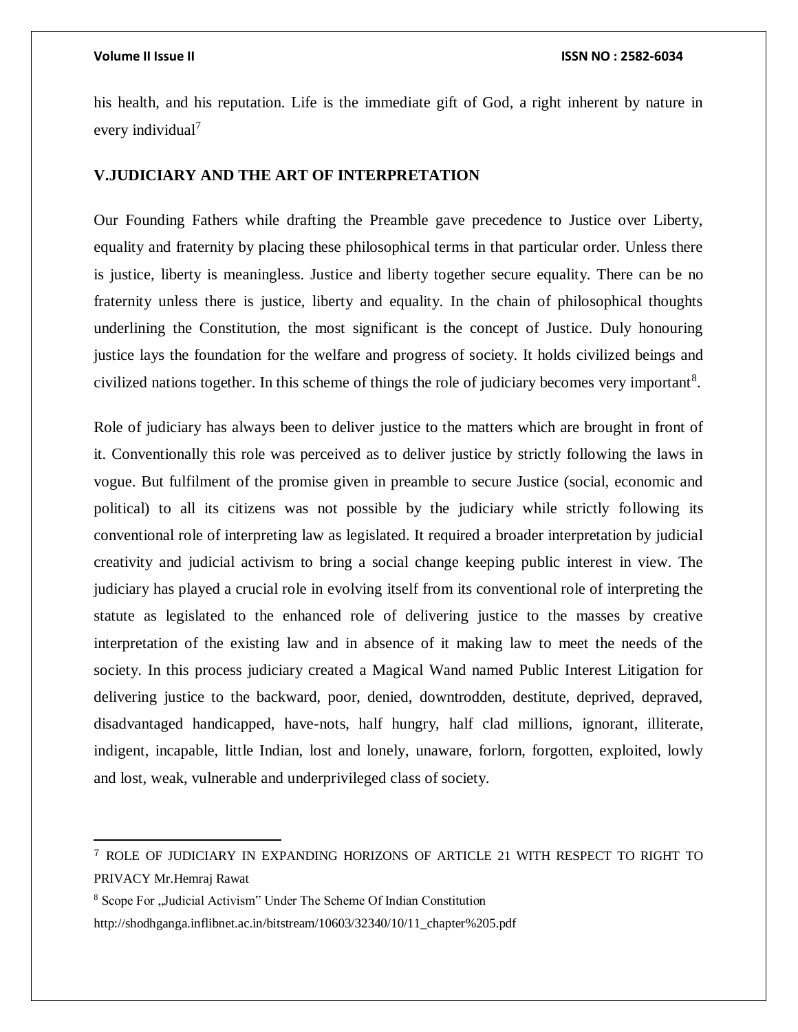his health, and his reputation. Life is the immediate gift of God, a right inherent by nature in every individual[7]

## V.JUDICIARY AND THE ART OF INTERPRETATION

Our Founding Fathers while drafting the Preamble gave precedence to Justice over Liberty, equality and fraternity by placing these philosophical terms in that particular order. Unless there is justice, liberty is meaningless. Justice and liberty together secure equality. There can be no fraternity unless there is justice, liberty and equality. In the chain of philosophical thoughts underlining the Constitution, the most significant is the concept of Justice. Duly honouring justice lays the foundation for the welfare and progress of society. It holds civilized beings and civilized nations together. In this scheme of things the role of judiciary becomes very important[8].

Role of judiciary has always been to deliver justice to the matters which are brought in front of it. Conventionally this role was perceived as to deliver justice by strictly following the laws in vogue. But fulfilment of the promise given in preamble to secure Justice (social, economic and political) to all its citizens was not possible by the judiciary while strictly following its conventional role of interpreting law as legislated. It required a broader interpretation by judicial creativity and judicial activism to bring a social change keeping public interest in view. The judiciary has played a crucial role in evolving itself from its conventional role of interpreting the statute as legislated to the enhanced role of delivering justice to the masses by creative interpretation of the existing law and in absence of it making law to meet the needs of the society. In this process judiciary created a Magical Wand named Public Interest Litigation for delivering justice to the backward, poor, denied, downtrodden, destitute, deprived, depraved, disadvantaged handicapped, have-nots, half hungry, half clad millions, ignorant, illiterate, indigent, incapable, little Indian, lost and lonely, unaware, forlorn, forgotten, exploited, lowly and lost, weak, vulnerable and underprivileged class of society.

---

[7] ROLE OF JUDICIARY IN EXPANDING HORIZONS OF ARTICLE 21 WITH RESPECT TO RIGHT TO PRIVACY Mr.Hemraj Rawat

[8] Scope For „Judicial Activism" Under The Scheme Of Indian Constitution http://shodhganga.inflibnet.ac.in/bitstream/10603/32340/10/11_chapter%205.pdf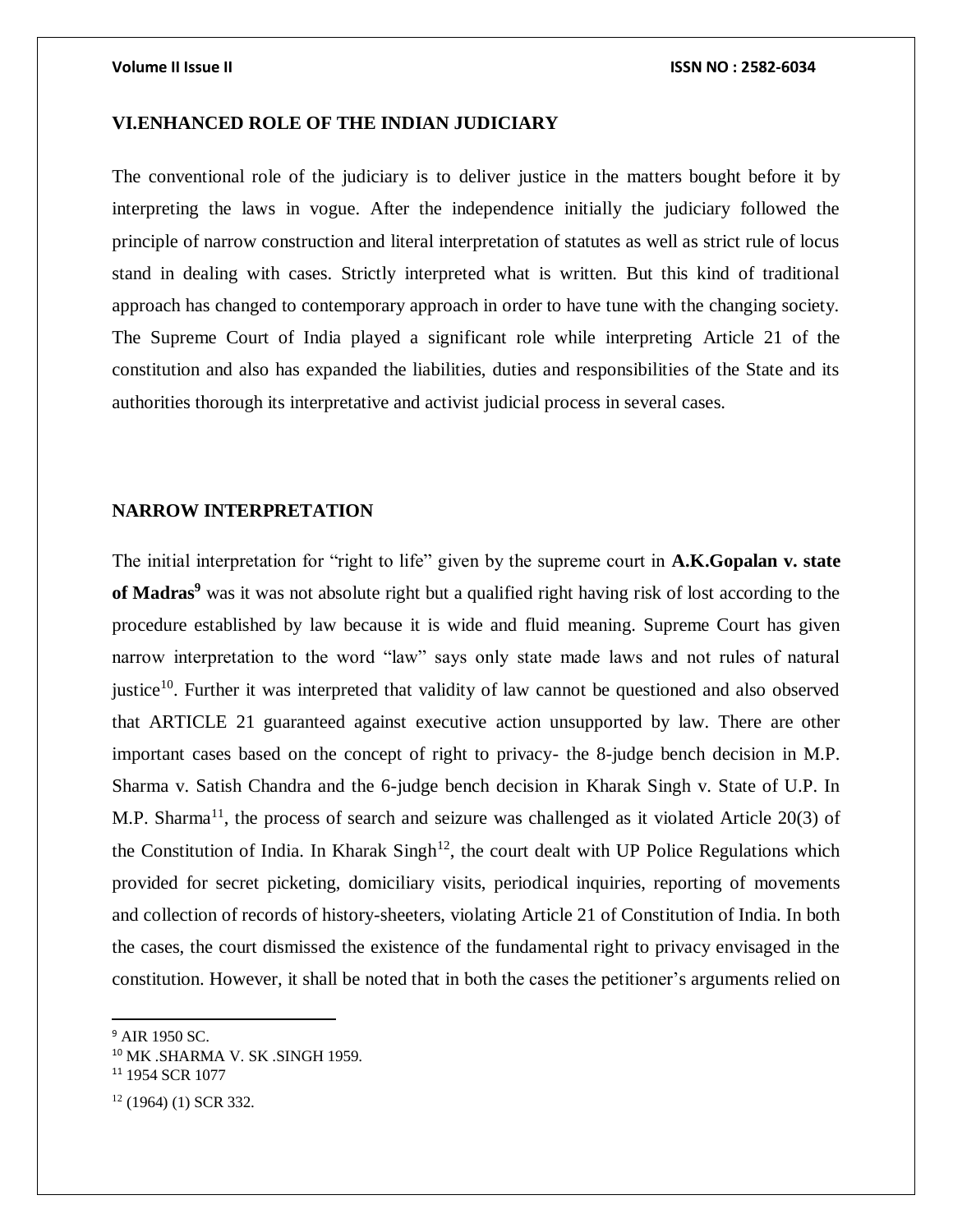## VI.ENHANCED ROLE OF THE INDIAN JUDICIARY

The conventional role of the judiciary is to deliver justice in the matters bought before it by interpreting the laws in vogue. After the independence initially the judiciary followed the principle of narrow construction and literal interpretation of statutes as well as strict rule of locus stand in dealing with cases. Strictly interpreted what is written. But this kind of traditional approach has changed to contemporary approach in order to have tune with the changing society. The Supreme Court of India played a significant role while interpreting Article 21 of the constitution and also has expanded the liabilities, duties and responsibilities of the State and its authorities thorough its interpretative and activist judicial process in several cases.

## NARROW INTERPRETATION

The initial interpretation for "right to life" given by the supreme court in **A.K.Gopalan v. state of Madras**[9] was it was not absolute right but a qualified right having risk of lost according to the procedure established by law because it is wide and fluid meaning. Supreme Court has given narrow interpretation to the word "law" says only state made laws and not rules of natural justice[10]. Further it was interpreted that validity of law cannot be questioned and also observed that ARTICLE 21 guaranteed against executive action unsupported by law. There are other important cases based on the concept of right to privacy- the 8-judge bench decision in M.P. Sharma v. Satish Chandra and the 6-judge bench decision in Kharak Singh v. State of U.P. In M.P. Sharma[11], the process of search and seizure was challenged as it violated Article 20(3) of the Constitution of India. In Kharak Singh[12], the court dealt with UP Police Regulations which provided for secret picketing, domiciliary visits, periodical inquiries, reporting of movements and collection of records of history-sheeters, violating Article 21 of Constitution of India. In both the cases, the court dismissed the existence of the fundamental right to privacy envisaged in the constitution. However, it shall be noted that in both the cases the petitioner's arguments relied on

---

[9] AIR 1950 SC.

[10] MK .SHARMA V. SK .SINGH 1959.

[11] 1954 SCR 1077

[12] (1964) (1) SCR 332.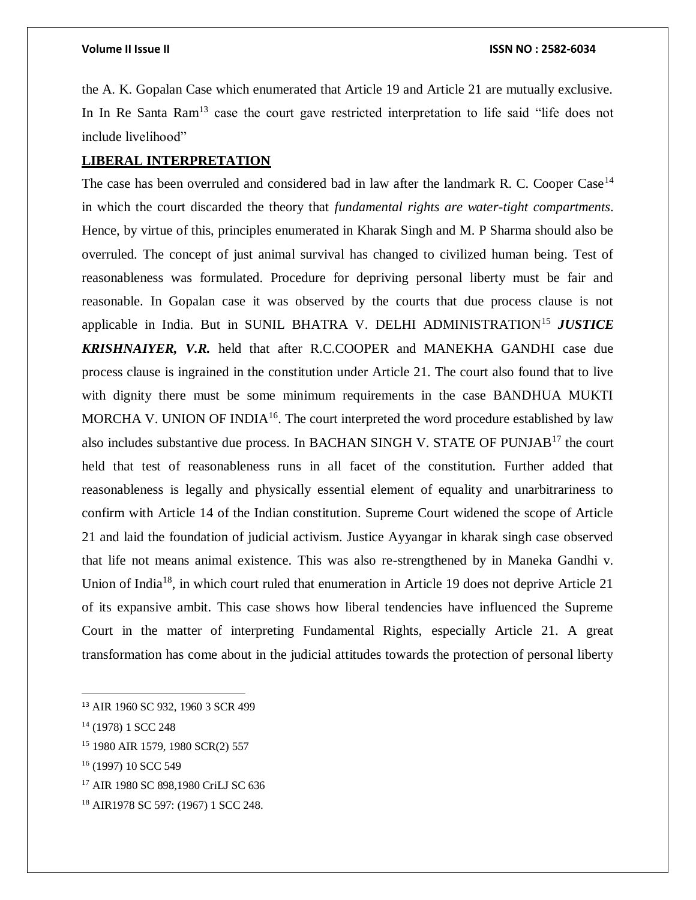the A. K. Gopalan Case which enumerated that Article 19 and Article 21 are mutually exclusive. In In Re Santa Ram[13] case the court gave restricted interpretation to life said "life does not include livelihood"

**LIBERAL INTERPRETATION**

The case has been overruled and considered bad in law after the landmark R. C. Cooper Case[14] in which the court discarded the theory that *fundamental rights are water-tight compartments*. Hence, by virtue of this, principles enumerated in Kharak Singh and M. P Sharma should also be overruled. The concept of just animal survival has changed to civilized human being. Test of reasonableness was formulated. Procedure for depriving personal liberty must be fair and reasonable. In Gopalan case it was observed by the courts that due process clause is not applicable in India. But in SUNIL BHATRA V. DELHI ADMINISTRATION[15] ***JUSTICE KRISHNAIYER, V.R.*** held that after R.C.COOPER and MANEKHA GANDHI case due process clause is ingrained in the constitution under Article 21. The court also found that to live with dignity there must be some minimum requirements in the case BANDHUA MUKTI MORCHA V. UNION OF INDIA[16]. The court interpreted the word procedure established by law also includes substantive due process. In BACHAN SINGH V. STATE OF PUNJAB[17] the court held that test of reasonableness runs in all facet of the constitution. Further added that reasonableness is legally and physically essential element of equality and unarbitrariness to confirm with Article 14 of the Indian constitution. Supreme Court widened the scope of Article 21 and laid the foundation of judicial activism. Justice Ayyangar in kharak singh case observed that life not means animal existence. This was also re-strengthened by in Maneka Gandhi v. Union of India[18], in which court ruled that enumeration in Article 19 does not deprive Article 21 of its expansive ambit. This case shows how liberal tendencies have influenced the Supreme Court in the matter of interpreting Fundamental Rights, especially Article 21. A great transformation has come about in the judicial attitudes towards the protection of personal liberty

---

[13] AIR 1960 SC 932, 1960 3 SCR 499

[14] (1978) 1 SCC 248

[15] 1980 AIR 1579, 1980 SCR(2) 557

[16] (1997) 10 SCC 549

[17] AIR 1980 SC 898,1980 CriLJ SC 636

[18] AIR1978 SC 597: (1967) 1 SCC 248.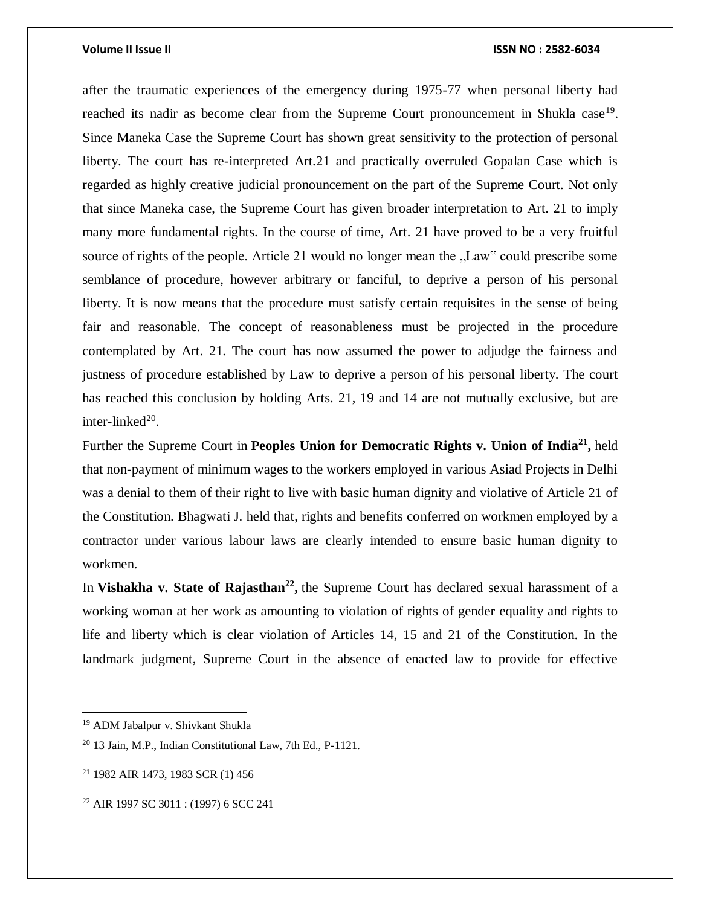after the traumatic experiences of the emergency during 1975-77 when personal liberty had reached its nadir as become clear from the Supreme Court pronouncement in Shukla case[19]. Since Maneka Case the Supreme Court has shown great sensitivity to the protection of personal liberty. The court has re-interpreted Art.21 and practically overruled Gopalan Case which is regarded as highly creative judicial pronouncement on the part of the Supreme Court. Not only that since Maneka case, the Supreme Court has given broader interpretation to Art. 21 to imply many more fundamental rights. In the course of time, Art. 21 have proved to be a very fruitful source of rights of the people. Article 21 would no longer mean the „Law" could prescribe some semblance of procedure, however arbitrary or fanciful, to deprive a person of his personal liberty. It is now means that the procedure must satisfy certain requisites in the sense of being fair and reasonable. The concept of reasonableness must be projected in the procedure contemplated by Art. 21. The court has now assumed the power to adjudge the fairness and justness of procedure established by Law to deprive a person of his personal liberty. The court has reached this conclusion by holding Arts. 21, 19 and 14 are not mutually exclusive, but are inter-linked[20].

Further the Supreme Court in **Peoples Union for Democratic Rights v. Union of India[21],** held that non-payment of minimum wages to the workers employed in various Asiad Projects in Delhi was a denial to them of their right to live with basic human dignity and violative of Article 21 of the Constitution. Bhagwati J. held that, rights and benefits conferred on workmen employed by a contractor under various labour laws are clearly intended to ensure basic human dignity to workmen.

In **Vishakha v. State of Rajasthan[22],** the Supreme Court has declared sexual harassment of a working woman at her work as amounting to violation of rights of gender equality and rights to life and liberty which is clear violation of Articles 14, 15 and 21 of the Constitution. In the landmark judgment, Supreme Court in the absence of enacted law to provide for effective

---

[19] ADM Jabalpur v. Shivkant Shukla

[20] 13 Jain, M.P., Indian Constitutional Law, 7th Ed., P-1121.

[21] 1982 AIR 1473, 1983 SCR (1) 456

[22] AIR 1997 SC 3011 : (1997) 6 SCC 241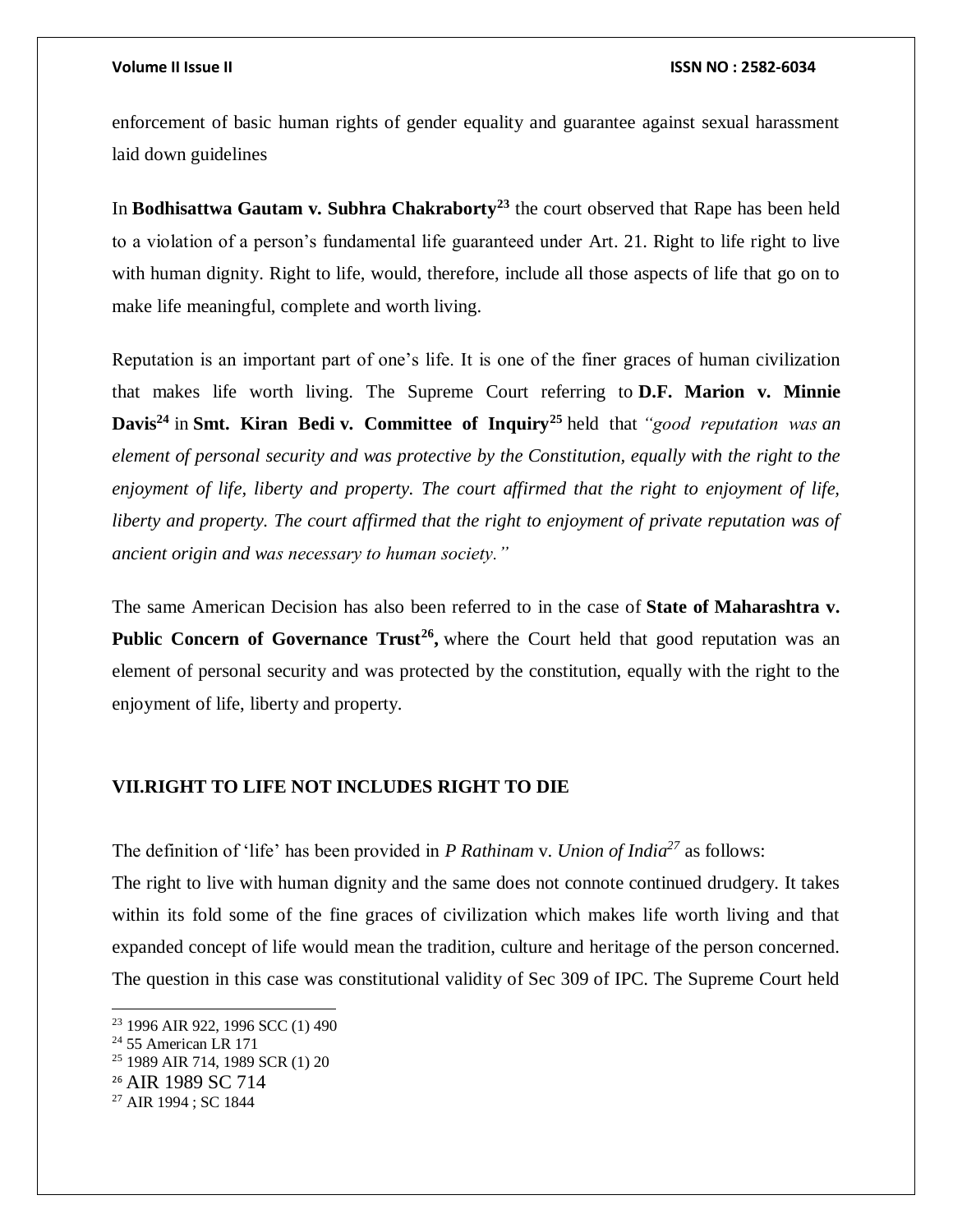enforcement of basic human rights of gender equality and guarantee against sexual harassment laid down guidelines

In **Bodhisattwa Gautam v. Subhra Chakraborty**[23] the court observed that Rape has been held to a violation of a person's fundamental life guaranteed under Art. 21. Right to life right to live with human dignity. Right to life, would, therefore, include all those aspects of life that go on to make life meaningful, complete and worth living.

Reputation is an important part of one's life. It is one of the finer graces of human civilization that makes life worth living. The Supreme Court referring to **D.F. Marion v. Minnie Davis**[24] in **Smt. Kiran Bedi v. Committee of Inquiry**[25] held that *"good reputation was an element of personal security and was protective by the Constitution, equally with the right to the enjoyment of life, liberty and property. The court affirmed that the right to enjoyment of life, liberty and property. The court affirmed that the right to enjoyment of private reputation was of ancient origin and was necessary to human society."*

The same American Decision has also been referred to in the case of **State of Maharashtra v. Public Concern of Governance Trust**[26]**,** where the Court held that good reputation was an element of personal security and was protected by the constitution, equally with the right to the enjoyment of life, liberty and property.

## VII.RIGHT TO LIFE NOT INCLUDES RIGHT TO DIE

The definition of 'life' has been provided in *P Rathinam* v. *Union of India*[27] as follows:

The right to live with human dignity and the same does not connote continued drudgery. It takes within its fold some of the fine graces of civilization which makes life worth living and that expanded concept of life would mean the tradition, culture and heritage of the person concerned. The question in this case was constitutional validity of Sec 309 of IPC. The Supreme Court held

---

[23] 1996 AIR 922, 1996 SCC (1) 490

[24] 55 American LR 171

[25] 1989 AIR 714, 1989 SCR (1) 20

[26] AIR 1989 SC 714

[27] AIR 1994 ; SC 1844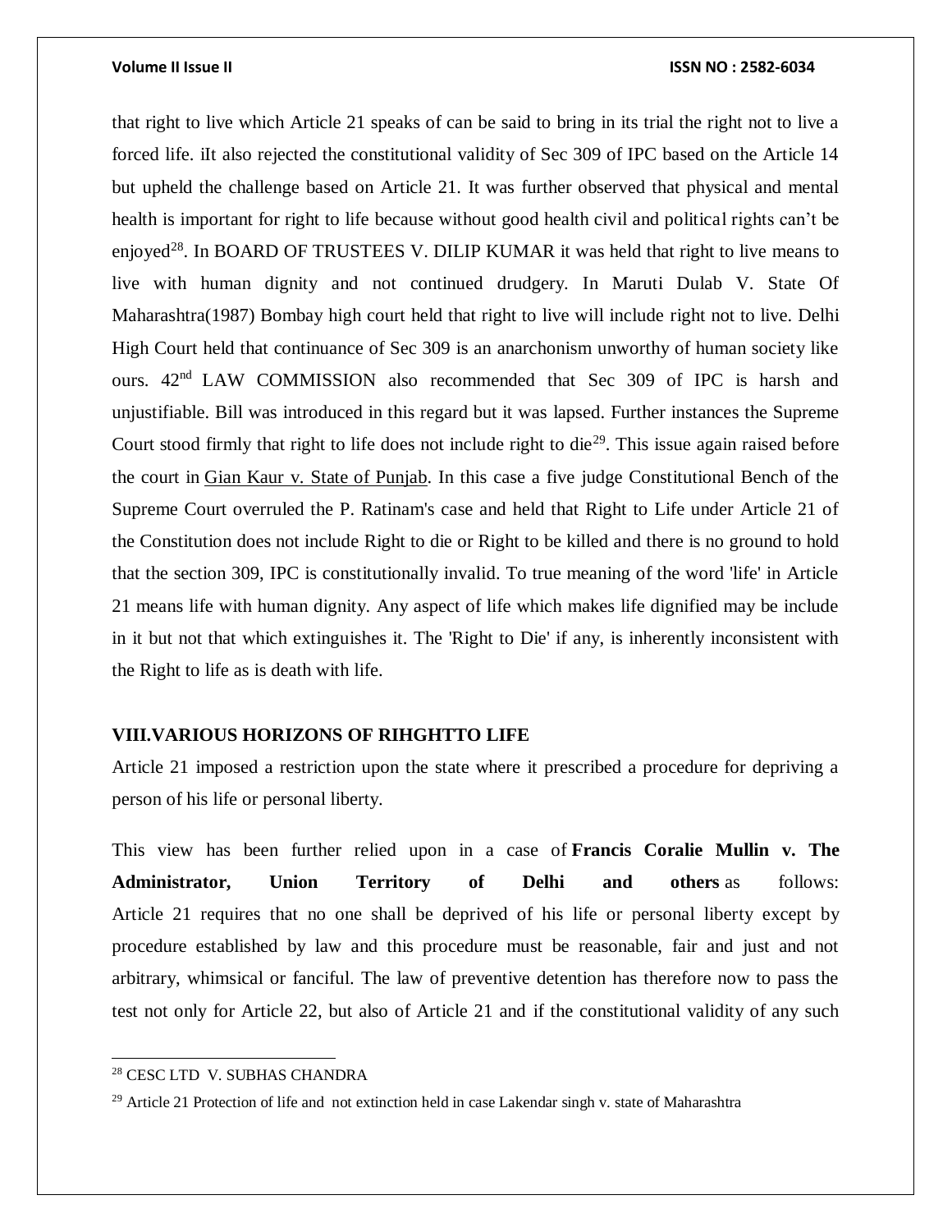that right to live which Article 21 speaks of can be said to bring in its trial the right not to live a forced life. iIt also rejected the constitutional validity of Sec 309 of IPC based on the Article 14 but upheld the challenge based on Article 21. It was further observed that physical and mental health is important for right to life because without good health civil and political rights can't be enjoyed[28]. In BOARD OF TRUSTEES V. DILIP KUMAR it was held that right to live means to live with human dignity and not continued drudgery. In Maruti Dulab V. State Of Maharashtra(1987) Bombay high court held that right to live will include right not to live. Delhi High Court held that continuance of Sec 309 is an anarchonism unworthy of human society like ours. 42nd LAW COMMISSION also recommended that Sec 309 of IPC is harsh and unjustifiable. Bill was introduced in this regard but it was lapsed. Further instances the Supreme Court stood firmly that right to life does not include right to die[29]. This issue again raised before the court in Gian Kaur v. State of Punjab. In this case a five judge Constitutional Bench of the Supreme Court overruled the P. Ratinam's case and held that Right to Life under Article 21 of the Constitution does not include Right to die or Right to be killed and there is no ground to hold that the section 309, IPC is constitutionally invalid. To true meaning of the word 'life' in Article 21 means life with human dignity. Any aspect of life which makes life dignified may be include in it but not that which extinguishes it. The 'Right to Die' if any, is inherently inconsistent with the Right to life as is death with life.

## VIII.VARIOUS HORIZONS OF RIHGHTTO LIFE

Article 21 imposed a restriction upon the state where it prescribed a procedure for depriving a person of his life or personal liberty.

This view has been further relied upon in a case of **Francis Coralie Mullin v. The Administrator, Union Territory of Delhi and others** as follows: Article 21 requires that no one shall be deprived of his life or personal liberty except by procedure established by law and this procedure must be reasonable, fair and just and not arbitrary, whimsical or fanciful. The law of preventive detention has therefore now to pass the test not only for Article 22, but also of Article 21 and if the constitutional validity of any such

---

[28] CESC LTD V. SUBHAS CHANDRA

[29] Article 21 Protection of life and not extinction held in case Lakendar singh v. state of Maharashtra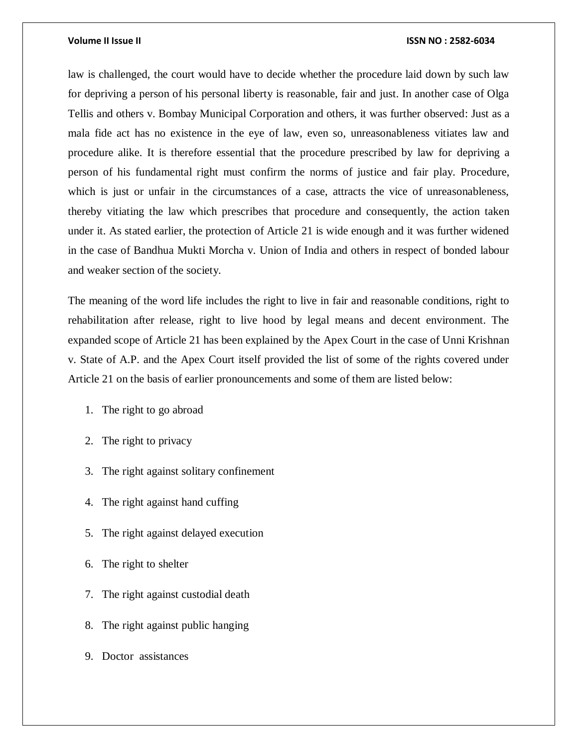law is challenged, the court would have to decide whether the procedure laid down by such law for depriving a person of his personal liberty is reasonable, fair and just. In another case of Olga Tellis and others v. Bombay Municipal Corporation and others, it was further observed: Just as a mala fide act has no existence in the eye of law, even so, unreasonableness vitiates law and procedure alike. It is therefore essential that the procedure prescribed by law for depriving a person of his fundamental right must confirm the norms of justice and fair play. Procedure, which is just or unfair in the circumstances of a case, attracts the vice of unreasonableness, thereby vitiating the law which prescribes that procedure and consequently, the action taken under it. As stated earlier, the protection of Article 21 is wide enough and it was further widened in the case of Bandhua Mukti Morcha v. Union of India and others in respect of bonded labour and weaker section of the society.

The meaning of the word life includes the right to live in fair and reasonable conditions, right to rehabilitation after release, right to live hood by legal means and decent environment. The expanded scope of Article 21 has been explained by the Apex Court in the case of Unni Krishnan v. State of A.P. and the Apex Court itself provided the list of some of the rights covered under Article 21 on the basis of earlier pronouncements and some of them are listed below:

1. The right to go abroad
2. The right to privacy
3. The right against solitary confinement
4. The right against hand cuffing
5. The right against delayed execution
6. The right to shelter
7. The right against custodial death
8. The right against public hanging
9. Doctor assistances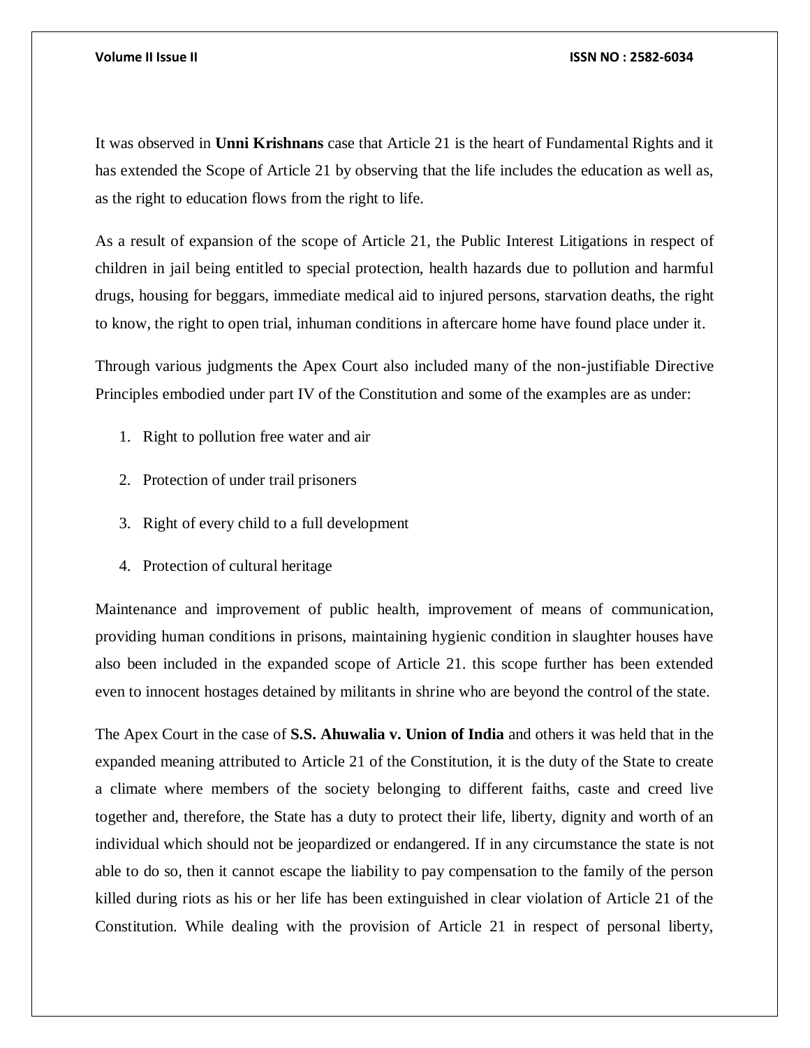It was observed in **Unni Krishnans** case that Article 21 is the heart of Fundamental Rights and it has extended the Scope of Article 21 by observing that the life includes the education as well as, as the right to education flows from the right to life.

As a result of expansion of the scope of Article 21, the Public Interest Litigations in respect of children in jail being entitled to special protection, health hazards due to pollution and harmful drugs, housing for beggars, immediate medical aid to injured persons, starvation deaths, the right to know, the right to open trial, inhuman conditions in aftercare home have found place under it.

Through various judgments the Apex Court also included many of the non-justifiable Directive Principles embodied under part IV of the Constitution and some of the examples are as under:

1. Right to pollution free water and air
2. Protection of under trail prisoners
3. Right of every child to a full development
4. Protection of cultural heritage

Maintenance and improvement of public health, improvement of means of communication, providing human conditions in prisons, maintaining hygienic condition in slaughter houses have also been included in the expanded scope of Article 21. this scope further has been extended even to innocent hostages detained by militants in shrine who are beyond the control of the state.

The Apex Court in the case of **S.S. Ahuwalia v. Union of India** and others it was held that in the expanded meaning attributed to Article 21 of the Constitution, it is the duty of the State to create a climate where members of the society belonging to different faiths, caste and creed live together and, therefore, the State has a duty to protect their life, liberty, dignity and worth of an individual which should not be jeopardized or endangered. If in any circumstance the state is not able to do so, then it cannot escape the liability to pay compensation to the family of the person killed during riots as his or her life has been extinguished in clear violation of Article 21 of the Constitution. While dealing with the provision of Article 21 in respect of personal liberty,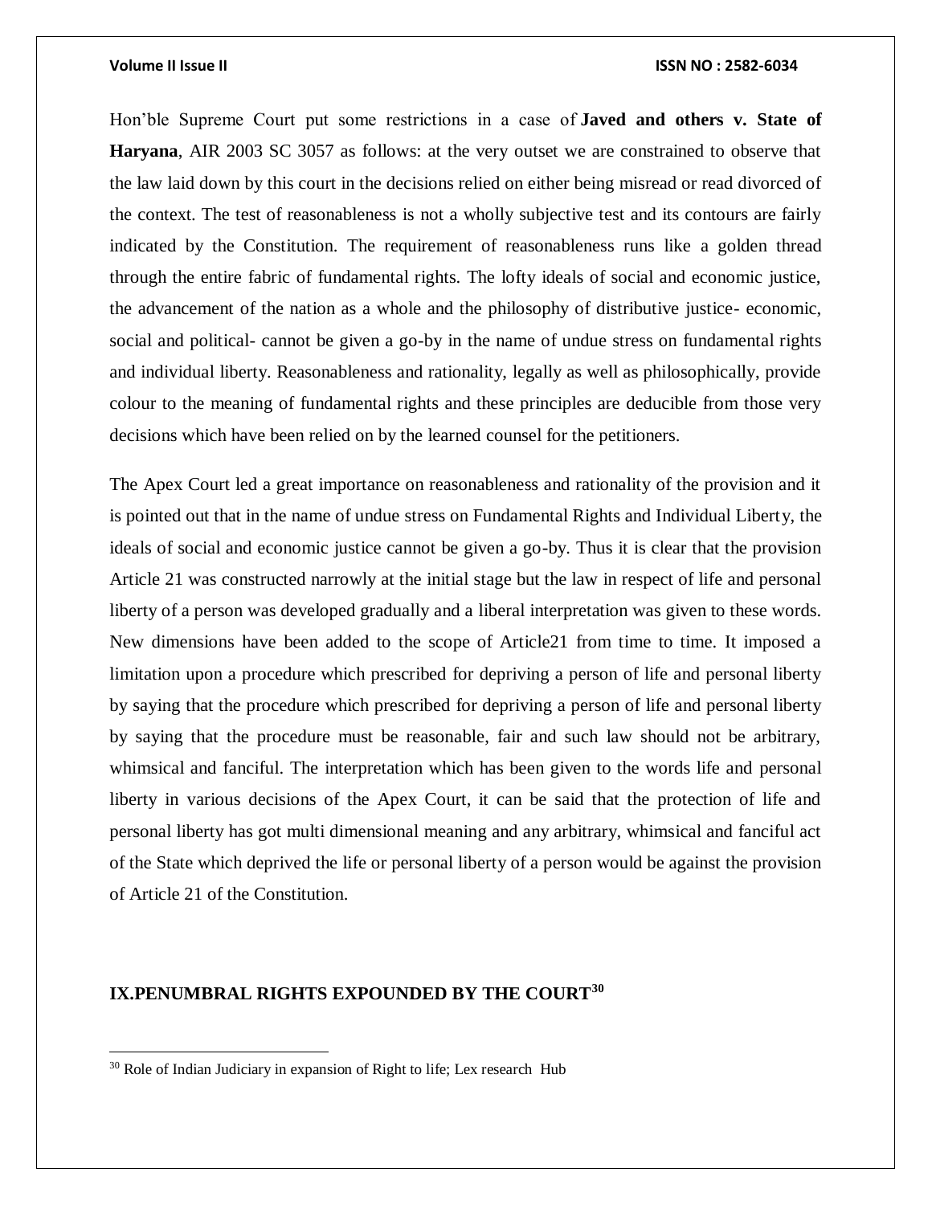Hon'ble Supreme Court put some restrictions in a case of **Javed and others v. State of Haryana**, AIR 2003 SC 3057 as follows: at the very outset we are constrained to observe that the law laid down by this court in the decisions relied on either being misread or read divorced of the context. The test of reasonableness is not a wholly subjective test and its contours are fairly indicated by the Constitution. The requirement of reasonableness runs like a golden thread through the entire fabric of fundamental rights. The lofty ideals of social and economic justice, the advancement of the nation as a whole and the philosophy of distributive justice- economic, social and political- cannot be given a go-by in the name of undue stress on fundamental rights and individual liberty. Reasonableness and rationality, legally as well as philosophically, provide colour to the meaning of fundamental rights and these principles are deducible from those very decisions which have been relied on by the learned counsel for the petitioners.

The Apex Court led a great importance on reasonableness and rationality of the provision and it is pointed out that in the name of undue stress on Fundamental Rights and Individual Liberty, the ideals of social and economic justice cannot be given a go-by. Thus it is clear that the provision Article 21 was constructed narrowly at the initial stage but the law in respect of life and personal liberty of a person was developed gradually and a liberal interpretation was given to these words. New dimensions have been added to the scope of Article21 from time to time. It imposed a limitation upon a procedure which prescribed for depriving a person of life and personal liberty by saying that the procedure which prescribed for depriving a person of life and personal liberty by saying that the procedure must be reasonable, fair and such law should not be arbitrary, whimsical and fanciful. The interpretation which has been given to the words life and personal liberty in various decisions of the Apex Court, it can be said that the protection of life and personal liberty has got multi dimensional meaning and any arbitrary, whimsical and fanciful act of the State which deprived the life or personal liberty of a person would be against the provision of Article 21 of the Constitution.

## IX.PENUMBRAL RIGHTS EXPOUNDED BY THE COURT[30]

[30] Role of Indian Judiciary in expansion of Right to life; Lex research Hub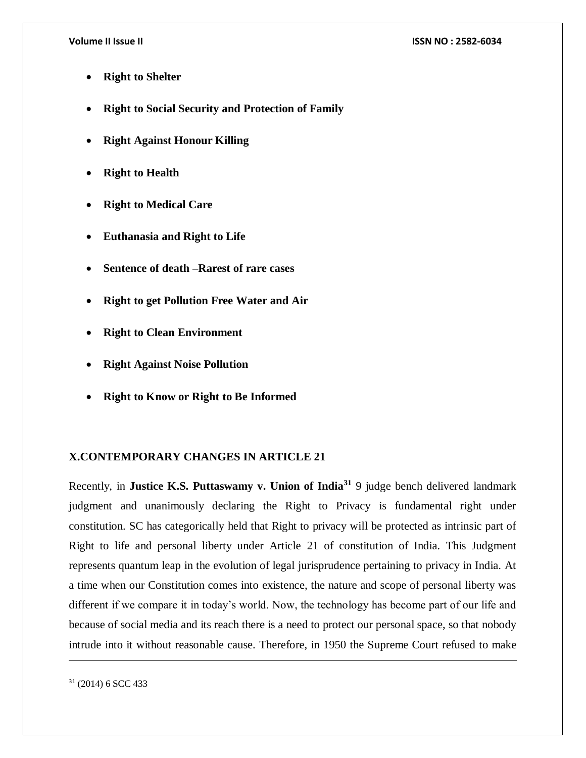- **Right to Shelter**
- **Right to Social Security and Protection of Family**
- **Right Against Honour Killing**
- **Right to Health**
- **Right to Medical Care**
- **Euthanasia and Right to Life**
- **Sentence of death –Rarest of rare cases**
- **Right to get Pollution Free Water and Air**
- **Right to Clean Environment**
- **Right Against Noise Pollution**
- **Right to Know or Right to Be Informed**

## X.CONTEMPORARY CHANGES IN ARTICLE 21

Recently, in **Justice K.S. Puttaswamy v. Union of India**[31] 9 judge bench delivered landmark judgment and unanimously declaring the Right to Privacy is fundamental right under constitution. SC has categorically held that Right to privacy will be protected as intrinsic part of Right to life and personal liberty under Article 21 of constitution of India. This Judgment represents quantum leap in the evolution of legal jurisprudence pertaining to privacy in India. At a time when our Constitution comes into existence, the nature and scope of personal liberty was different if we compare it in today's world. Now, the technology has become part of our life and because of social media and its reach there is a need to protect our personal space, so that nobody intrude into it without reasonable cause. Therefore, in 1950 the Supreme Court refused to make

---

[31] (2014) 6 SCC 433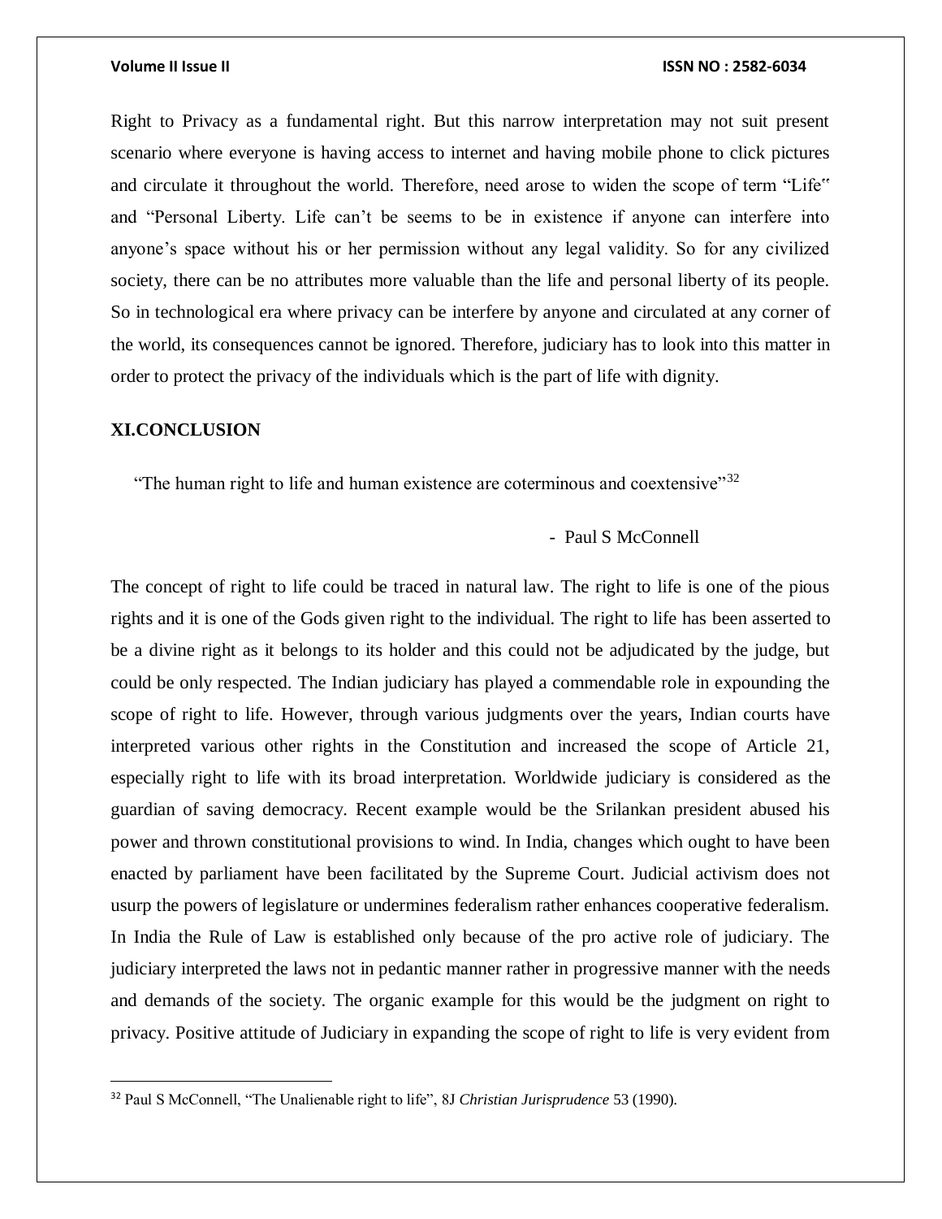Right to Privacy as a fundamental right. But this narrow interpretation may not suit present scenario where everyone is having access to internet and having mobile phone to click pictures and circulate it throughout the world. Therefore, need arose to widen the scope of term "Life" and "Personal Liberty. Life can't be seems to be in existence if anyone can interfere into anyone's space without his or her permission without any legal validity. So for any civilized society, there can be no attributes more valuable than the life and personal liberty of its people. So in technological era where privacy can be interfere by anyone and circulated at any corner of the world, its consequences cannot be ignored. Therefore, judiciary has to look into this matter in order to protect the privacy of the individuals which is the part of life with dignity.

## XI.CONCLUSION

"The human right to life and human existence are coterminous and coextensive"[32]

- Paul S McConnell

The concept of right to life could be traced in natural law. The right to life is one of the pious rights and it is one of the Gods given right to the individual. The right to life has been asserted to be a divine right as it belongs to its holder and this could not be adjudicated by the judge, but could be only respected. The Indian judiciary has played a commendable role in expounding the scope of right to life. However, through various judgments over the years, Indian courts have interpreted various other rights in the Constitution and increased the scope of Article 21, especially right to life with its broad interpretation. Worldwide judiciary is considered as the guardian of saving democracy. Recent example would be the Srilankan president abused his power and thrown constitutional provisions to wind. In India, changes which ought to have been enacted by parliament have been facilitated by the Supreme Court. Judicial activism does not usurp the powers of legislature or undermines federalism rather enhances cooperative federalism. In India the Rule of Law is established only because of the pro active role of judiciary. The judiciary interpreted the laws not in pedantic manner rather in progressive manner with the needs and demands of the society. The organic example for this would be the judgment on right to privacy. Positive attitude of Judiciary in expanding the scope of right to life is very evident from

---

[32] Paul S McConnell, "The Unalienable right to life", 8J *Christian Jurisprudence* 53 (1990).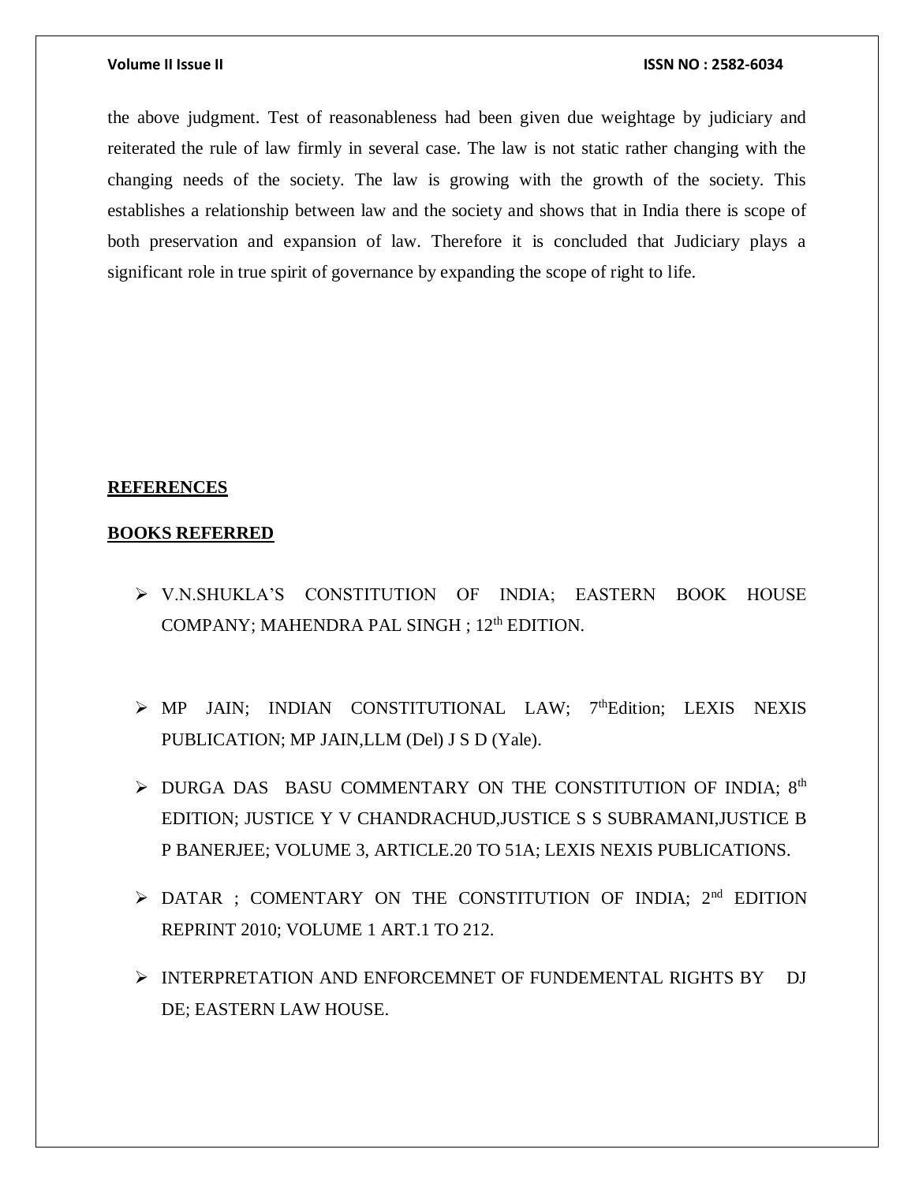the above judgment. Test of reasonableness had been given due weightage by judiciary and reiterated the rule of law firmly in several case. The law is not static rather changing with the changing needs of the society. The law is growing with the growth of the society. This establishes a relationship between law and the society and shows that in India there is scope of both preservation and expansion of law. Therefore it is concluded that Judiciary plays a significant role in true spirit of governance by expanding the scope of right to life.

## **REFERENCES**

### **BOOKS REFERRED**

- V.N.SHUKLA'S CONSTITUTION OF INDIA; EASTERN BOOK HOUSE COMPANY; MAHENDRA PAL SINGH ; 12th EDITION.

- MP JAIN; INDIAN CONSTITUTIONAL LAW; 7thEdition; LEXIS NEXIS PUBLICATION; MP JAIN,LLM (Del) J S D (Yale).

- DURGA DAS BASU COMMENTARY ON THE CONSTITUTION OF INDIA; 8th EDITION; JUSTICE Y V CHANDRACHUD,JUSTICE S S SUBRAMANI,JUSTICE B P BANERJEE; VOLUME 3, ARTICLE.20 TO 51A; LEXIS NEXIS PUBLICATIONS.

- DATAR ; COMENTARY ON THE CONSTITUTION OF INDIA; 2nd EDITION REPRINT 2010; VOLUME 1 ART.1 TO 212.

- INTERPRETATION AND ENFORCEMNET OF FUNDEMENTAL RIGHTS BY DJ DE; EASTERN LAW HOUSE.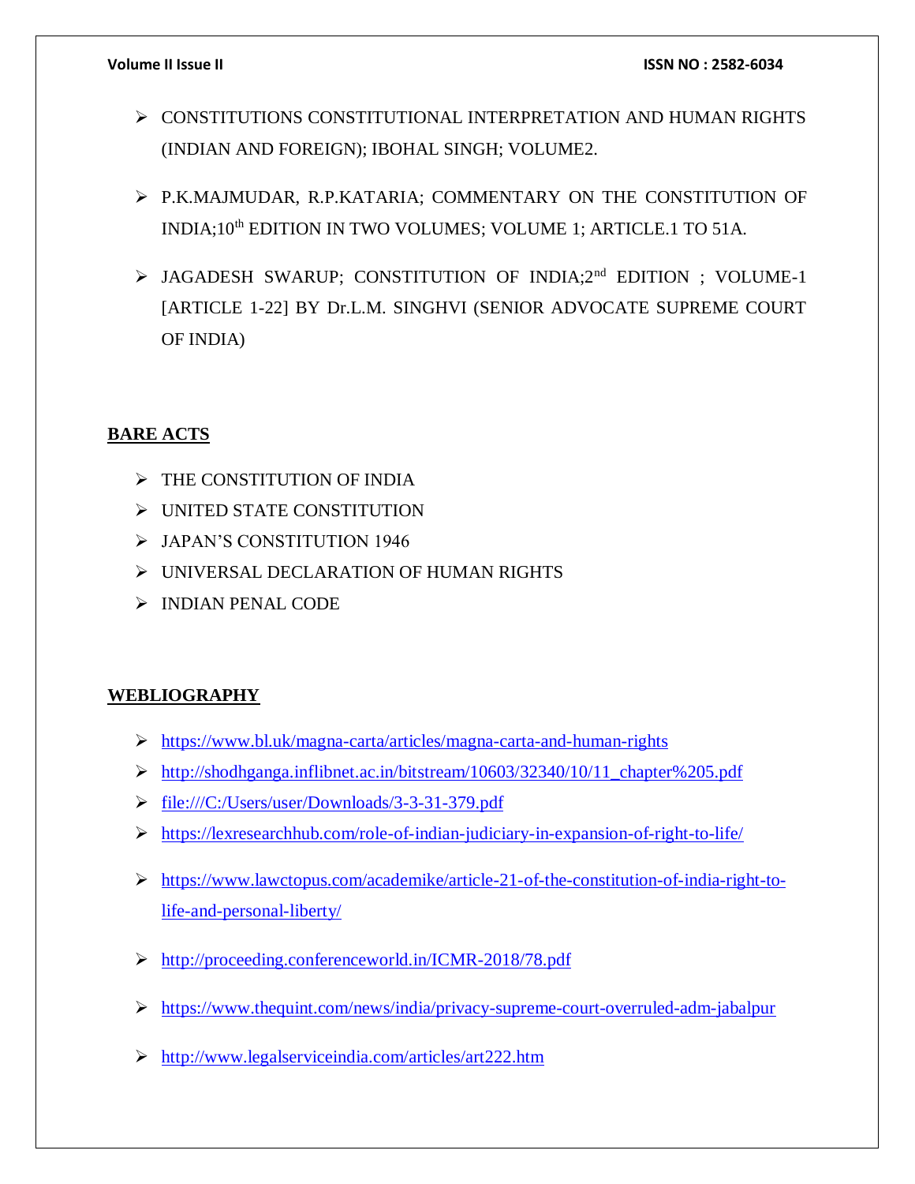- CONSTITUTIONS CONSTITUTIONAL INTERPRETATION AND HUMAN RIGHTS (INDIAN AND FOREIGN); IBOHAL SINGH; VOLUME2.
- P.K.MAJMUDAR, R.P.KATARIA; COMMENTARY ON THE CONSTITUTION OF INDIA;10th EDITION IN TWO VOLUMES; VOLUME 1; ARTICLE.1 TO 51A.
- JAGADESH SWARUP; CONSTITUTION OF INDIA;2nd EDITION ; VOLUME-1 [ARTICLE 1-22] BY Dr.L.M. SINGHVI (SENIOR ADVOCATE SUPREME COURT OF INDIA)

## BARE ACTS

- THE CONSTITUTION OF INDIA
- UNITED STATE CONSTITUTION
- JAPAN'S CONSTITUTION 1946
- UNIVERSAL DECLARATION OF HUMAN RIGHTS
- INDIAN PENAL CODE

## WEBLIOGRAPHY

- https://www.bl.uk/magna-carta/articles/magna-carta-and-human-rights
- http://shodhganga.inflibnet.ac.in/bitstream/10603/32340/10/11_chapter%205.pdf
- file:///C:/Users/user/Downloads/3-3-31-379.pdf
- https://lexresearchhub.com/role-of-indian-judiciary-in-expansion-of-right-to-life/
- https://www.lawctopus.com/academike/article-21-of-the-constitution-of-india-right-to-life-and-personal-liberty/
- http://proceeding.conferenceworld.in/ICMR-2018/78.pdf
- https://www.thequint.com/news/india/privacy-supreme-court-overruled-adm-jabalpur
- http://www.legalserviceindia.com/articles/art222.htm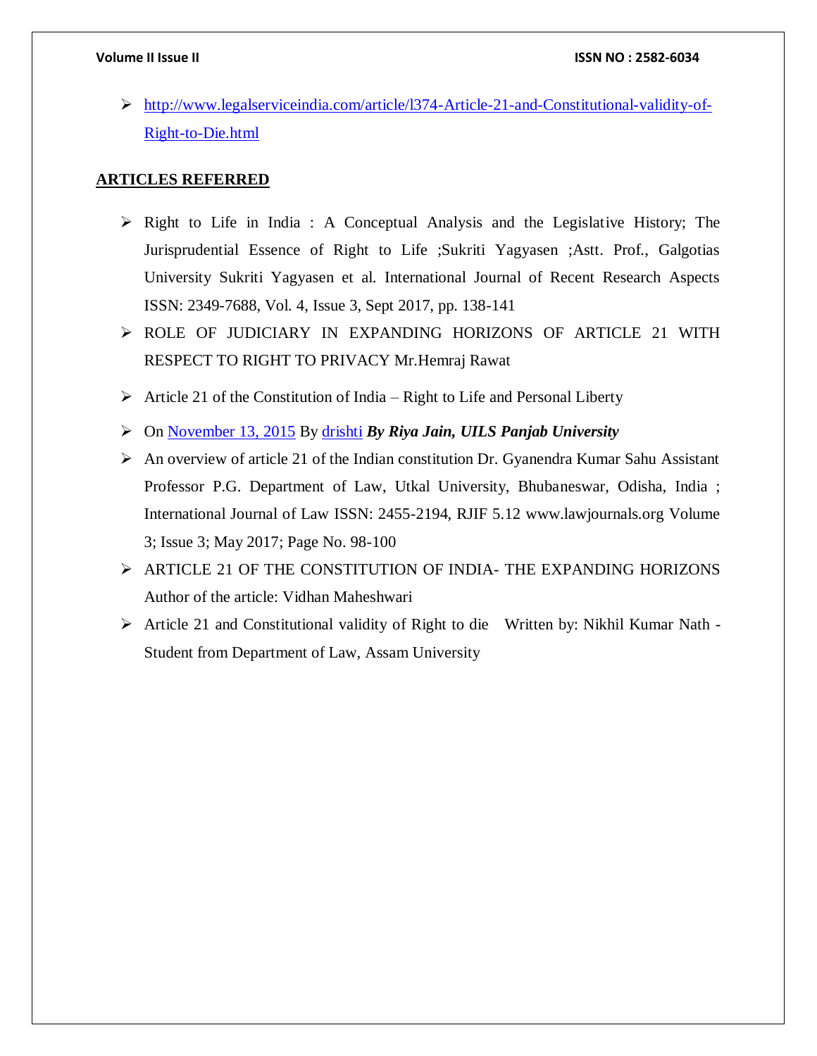- http://www.legalserviceindia.com/article/l374-Article-21-and-Constitutional-validity-of-Right-to-Die.html

**ARTICLES REFERRED**

- Right to Life in India : A Conceptual Analysis and the Legislative History; The Jurisprudential Essence of Right to Life ;Sukriti Yagyasen ;Astt. Prof., Galgotias University Sukriti Yagyasen et al. International Journal of Recent Research Aspects ISSN: 2349-7688, Vol. 4, Issue 3, Sept 2017, pp. 138-141
- ROLE OF JUDICIARY IN EXPANDING HORIZONS OF ARTICLE 21 WITH RESPECT TO RIGHT TO PRIVACY Mr.Hemraj Rawat
- Article 21 of the Constitution of India – Right to Life and Personal Liberty
- On November 13, 2015 By drishti ***By Riya Jain, UILS Panjab University***
- An overview of article 21 of the Indian constitution Dr. Gyanendra Kumar Sahu Assistant Professor P.G. Department of Law, Utkal University, Bhubaneswar, Odisha, India ; International Journal of Law ISSN: 2455-2194, RJIF 5.12 www.lawjournals.org Volume 3; Issue 3; May 2017; Page No. 98-100
- ARTICLE 21 OF THE CONSTITUTION OF INDIA- THE EXPANDING HORIZONS Author of the article: Vidhan Maheshwari
- Article 21 and Constitutional validity of Right to die Written by: Nikhil Kumar Nath - Student from Department of Law, Assam University